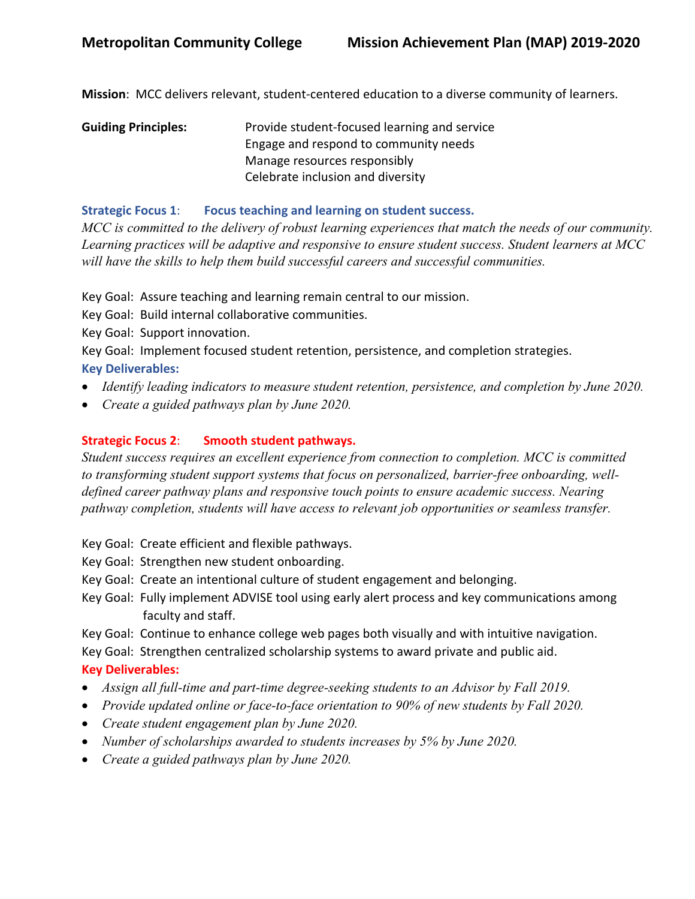# Metropolitan Community College Mission Achievement Plan (MAP) 2019-2020

**Mission**: MCC delivers relevant, student-centered education to a diverse community of learners.

**Guiding Principles:**
- Provide student-focused learning and service
- Engage and respond to community needs
- Manage resources responsibly
- Celebrate inclusion and diversity

## Strategic Focus 1: Focus teaching and learning on student success.

*MCC is committed to the delivery of robust learning experiences that match the needs of our community. Learning practices will be adaptive and responsive to ensure student success. Student learners at MCC will have the skills to help them build successful careers and successful communities.*

Key Goal: Assure teaching and learning remain central to our mission.

Key Goal: Build internal collaborative communities.

Key Goal: Support innovation.

Key Goal: Implement focused student retention, persistence, and completion strategies.

**Key Deliverables:**

- *Identify leading indicators to measure student retention, persistence, and completion by June 2020.*
- *Create a guided pathways plan by June 2020.*

## Strategic Focus 2: Smooth student pathways.

*Student success requires an excellent experience from connection to completion. MCC is committed to transforming student support systems that focus on personalized, barrier-free onboarding, well-defined career pathway plans and responsive touch points to ensure academic success. Nearing pathway completion, students will have access to relevant job opportunities or seamless transfer.*

Key Goal: Create efficient and flexible pathways.

Key Goal: Strengthen new student onboarding.

Key Goal: Create an intentional culture of student engagement and belonging.

Key Goal: Fully implement ADVISE tool using early alert process and key communications among faculty and staff.

Key Goal: Continue to enhance college web pages both visually and with intuitive navigation.

Key Goal: Strengthen centralized scholarship systems to award private and public aid.

**Key Deliverables:**

- *Assign all full-time and part-time degree-seeking students to an Advisor by Fall 2019.*
- *Provide updated online or face-to-face orientation to 90% of new students by Fall 2020.*
- *Create student engagement plan by June 2020.*
- *Number of scholarships awarded to students increases by 5% by June 2020.*
- *Create a guided pathways plan by June 2020.*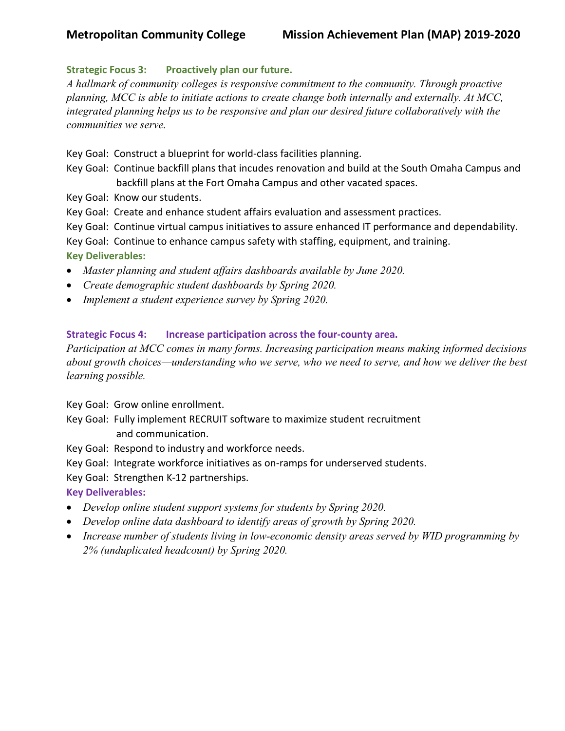### Strategic Focus 3: Proactively plan our future.

*A hallmark of community colleges is responsive commitment to the community. Through proactive planning, MCC is able to initiate actions to create change both internally and externally. At MCC, integrated planning helps us to be responsive and plan our desired future collaboratively with the communities we serve.*

Key Goal: Construct a blueprint for world-class facilities planning.

Key Goal: Continue backfill plans that incudes renovation and build at the South Omaha Campus and backfill plans at the Fort Omaha Campus and other vacated spaces.

Key Goal: Know our students.

Key Goal: Create and enhance student affairs evaluation and assessment practices.

Key Goal: Continue virtual campus initiatives to assure enhanced IT performance and dependability.

Key Goal: Continue to enhance campus safety with staffing, equipment, and training.

**Key Deliverables:**

- *Master planning and student affairs dashboards available by June 2020.*
- *Create demographic student dashboards by Spring 2020.*
- *Implement a student experience survey by Spring 2020.*

### Strategic Focus 4: Increase participation across the four-county area.

*Participation at MCC comes in many forms. Increasing participation means making informed decisions about growth choices—understanding who we serve, who we need to serve, and how we deliver the best learning possible.*

Key Goal: Grow online enrollment.

Key Goal: Fully implement RECRUIT software to maximize student recruitment and communication.

Key Goal: Respond to industry and workforce needs.

Key Goal: Integrate workforce initiatives as on-ramps for underserved students.

Key Goal: Strengthen K-12 partnerships.

**Key Deliverables:**

- *Develop online student support systems for students by Spring 2020.*
- *Develop online data dashboard to identify areas of growth by Spring 2020.*
- *Increase number of students living in low-economic density areas served by WID programming by 2% (unduplicated headcount) by Spring 2020.*